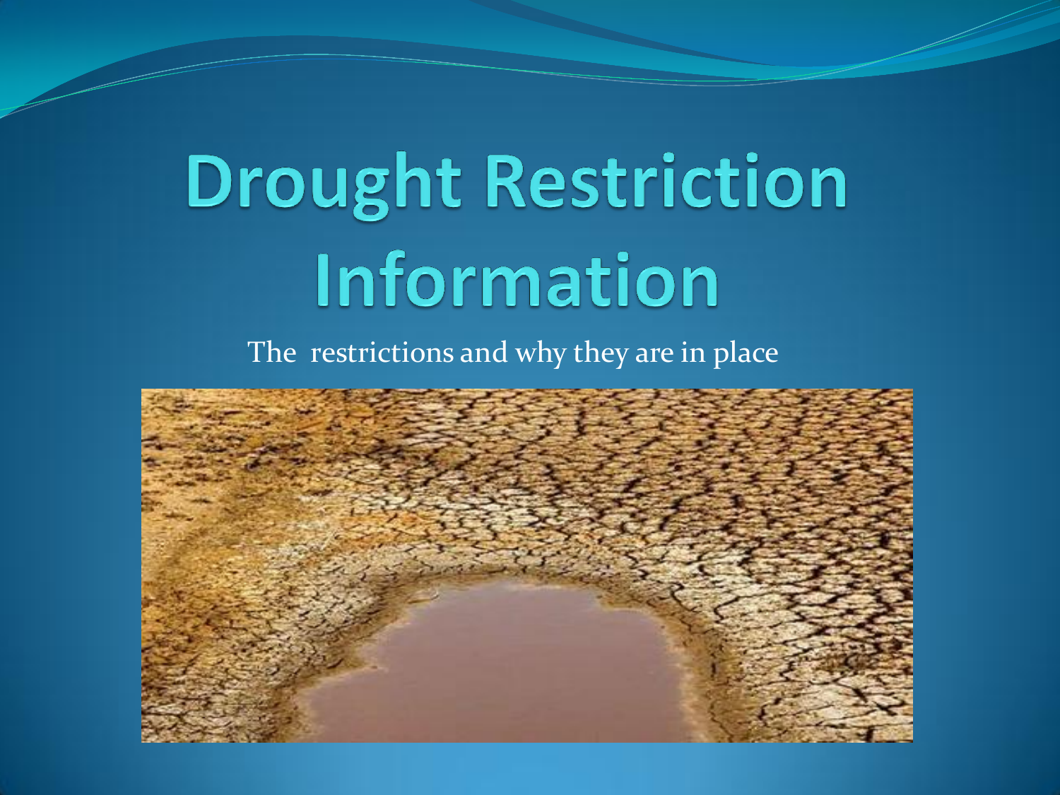# Drought Restriction Information

The restrictions and why they are in place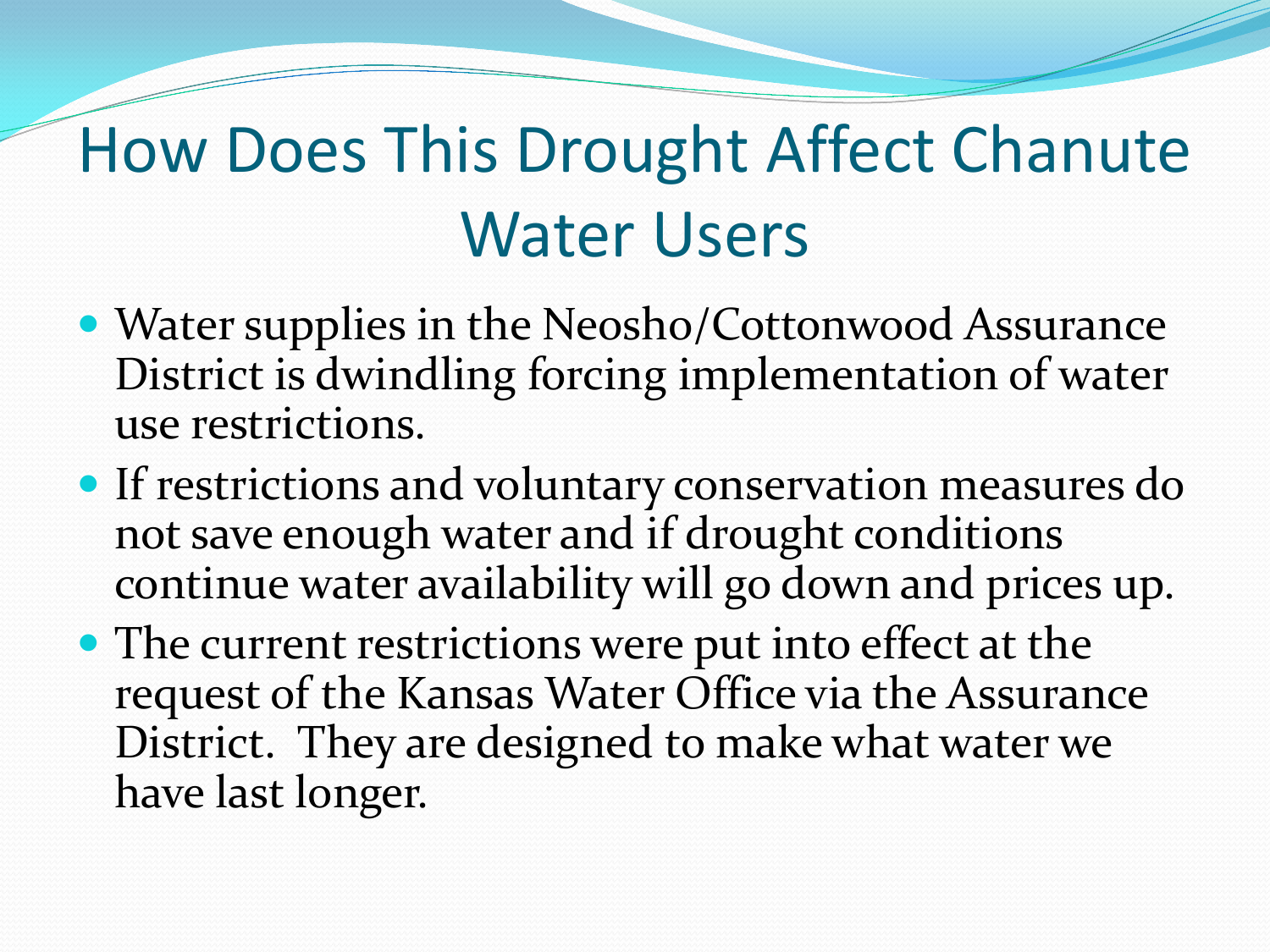# How Does This Drought Affect Chanute Water Users

- Water supplies in the Neosho/Cottonwood Assurance District is dwindling forcing implementation of water use restrictions.
- If restrictions and voluntary conservation measures do not save enough water and if drought conditions continue water availability will go down and prices up.
- The current restrictions were put into effect at the request of the Kansas Water Office via the Assurance District. They are designed to make what water we have last longer.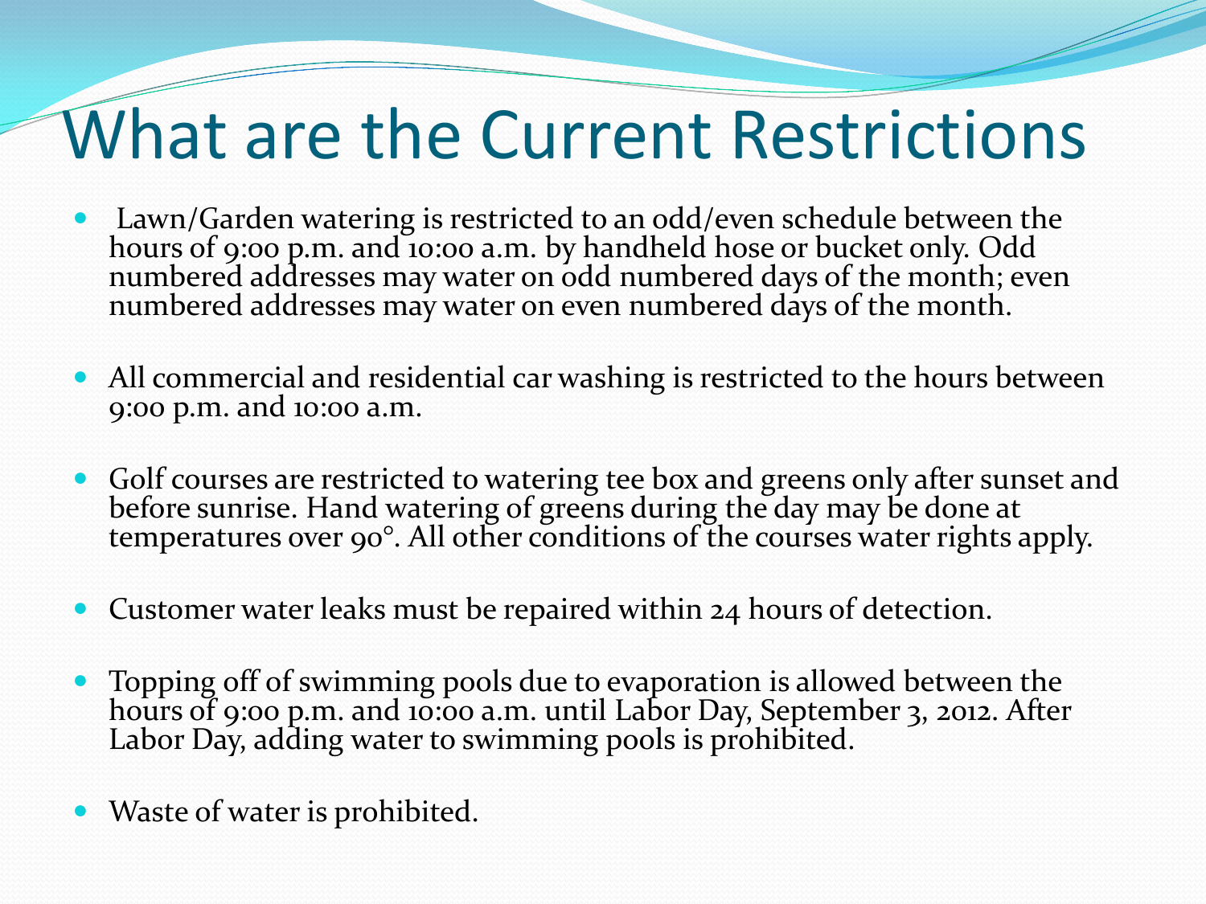# What are the Current Restrictions

- Lawn/Garden watering is restricted to an odd/even schedule between the hours of 9:00 p.m. and 10:00 a.m. by handheld hose or bucket only. Odd numbered addresses may water on odd numbered days of the month; even numbered addresses may water on even numbered days of the month.

- All commercial and residential car washing is restricted to the hours between 9:00 p.m. and 10:00 a.m.

- Golf courses are restricted to watering tee box and greens only after sunset and before sunrise. Hand watering of greens during the day may be done at temperatures over 90°. All other conditions of the courses water rights apply.

- Customer water leaks must be repaired within 24 hours of detection.

- Topping off of swimming pools due to evaporation is allowed between the hours of 9:00 p.m. and 10:00 a.m. until Labor Day, September 3, 2012. After Labor Day, adding water to swimming pools is prohibited.

- Waste of water is prohibited.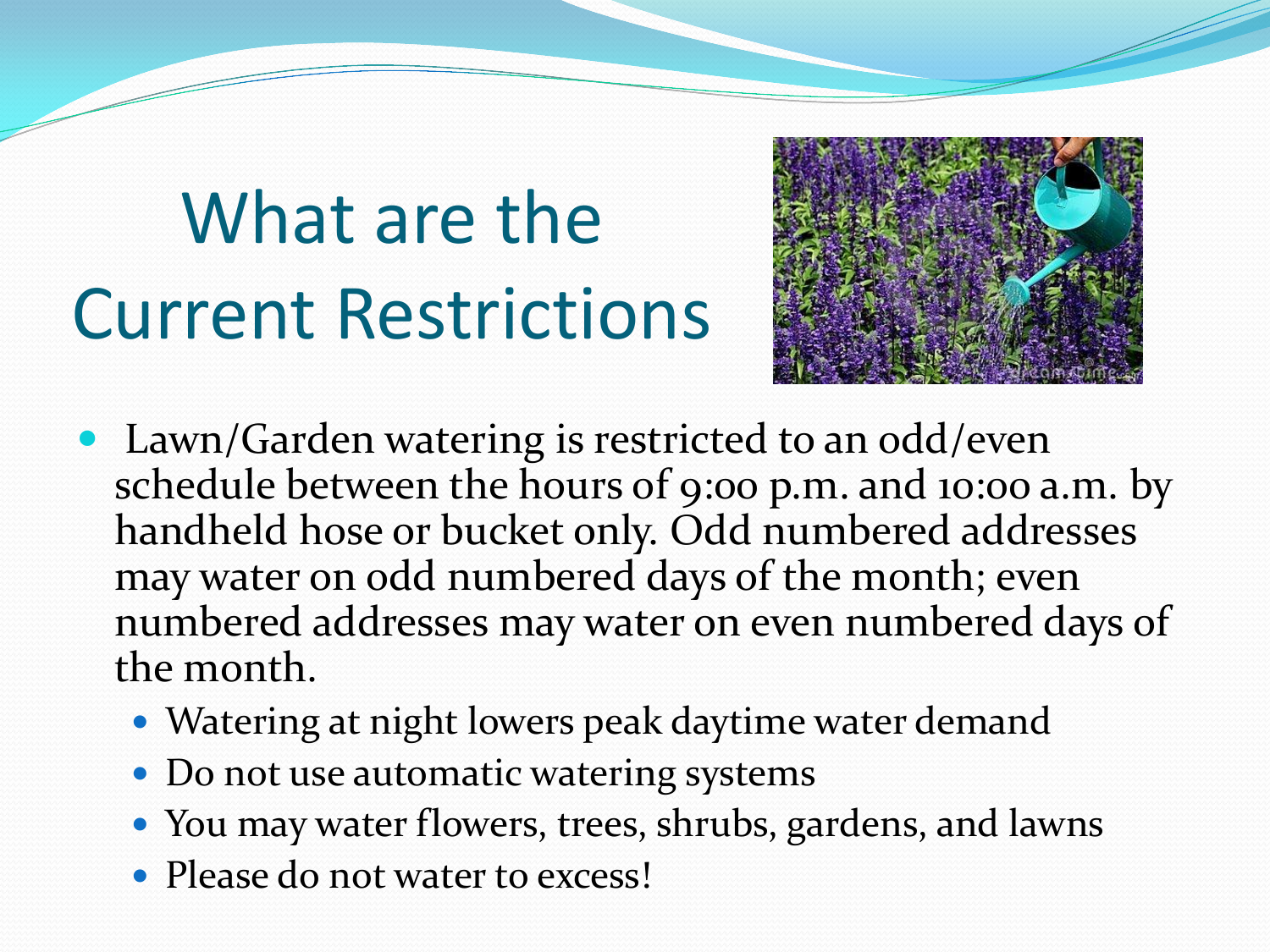# What are the Current Restrictions

- Lawn/Garden watering is restricted to an odd/even schedule between the hours of 9:00 p.m. and 10:00 a.m. by handheld hose or bucket only. Odd numbered addresses may water on odd numbered days of the month; even numbered addresses may water on even numbered days of the month.
  - Watering at night lowers peak daytime water demand
  - Do not use automatic watering systems
  - You may water flowers, trees, shrubs, gardens, and lawns
  - Please do not water to excess!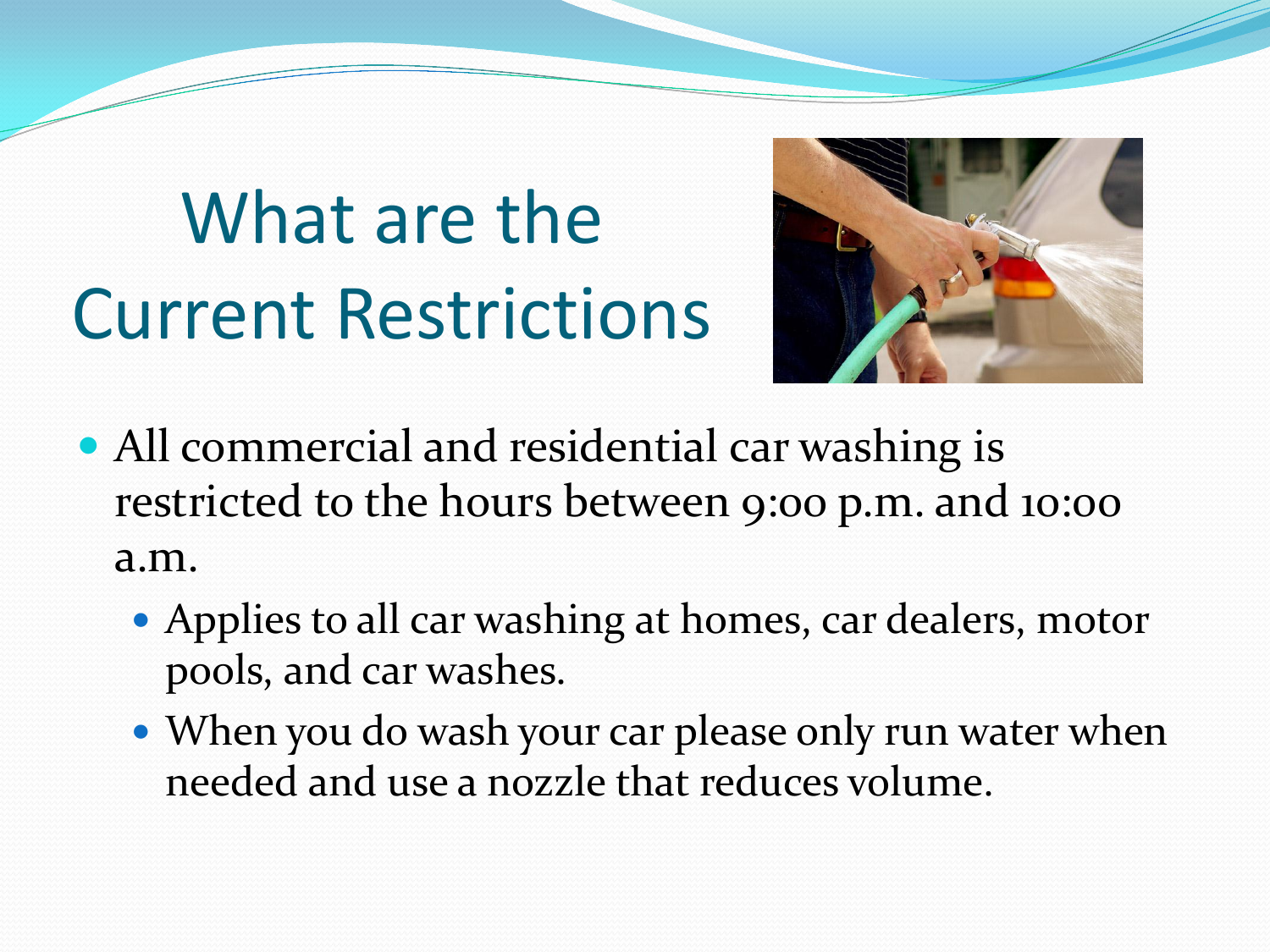# What are the Current Restrictions

- All commercial and residential car washing is restricted to the hours between 9:00 p.m. and 10:00 a.m.
  - Applies to all car washing at homes, car dealers, motor pools, and car washes.
  - When you do wash your car please only run water when needed and use a nozzle that reduces volume.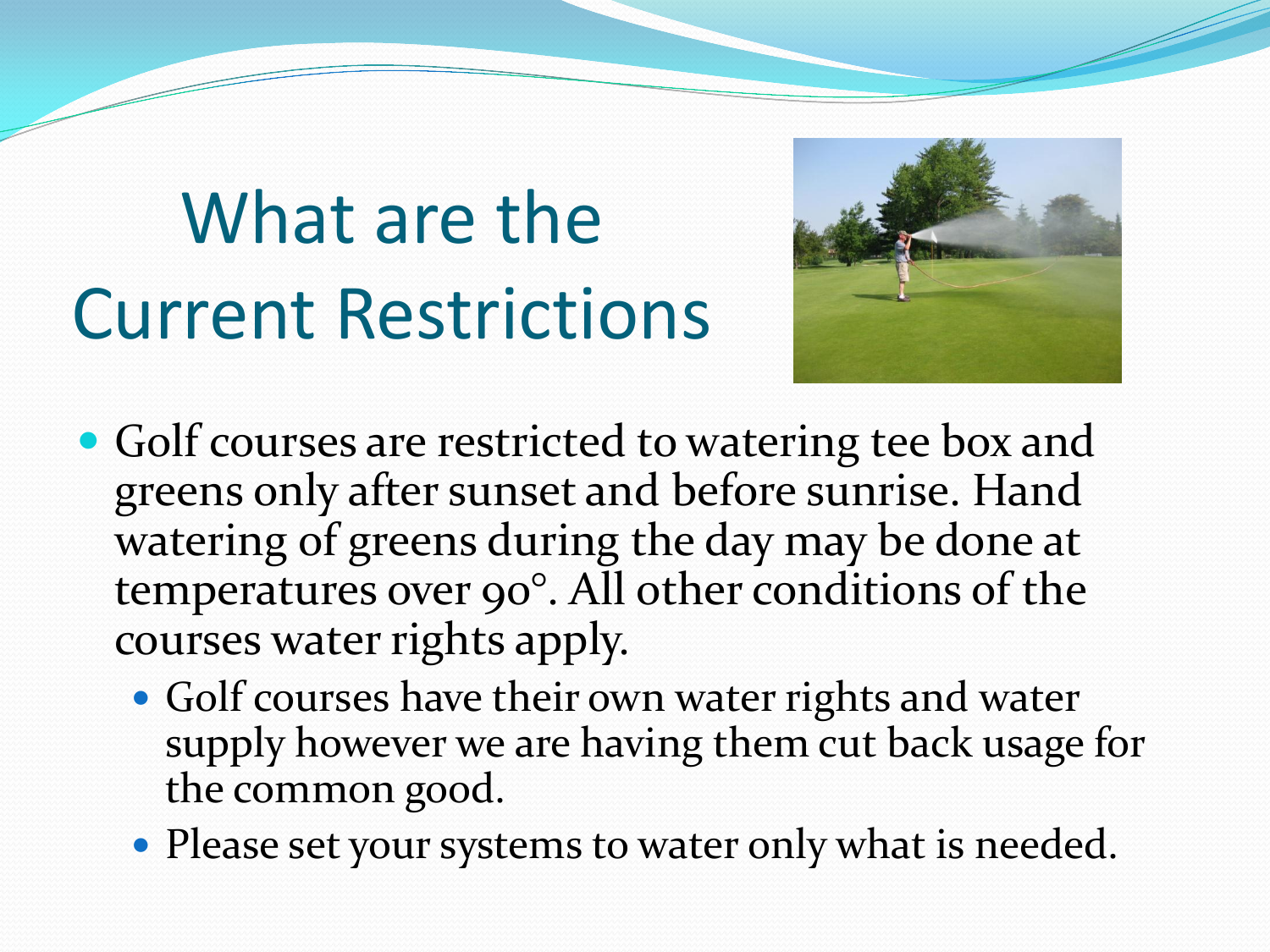# What are the Current Restrictions

- Golf courses are restricted to watering tee box and greens only after sunset and before sunrise. Hand watering of greens during the day may be done at temperatures over 90°. All other conditions of the courses water rights apply.
  - Golf courses have their own water rights and water supply however we are having them cut back usage for the common good.
  - Please set your systems to water only what is needed.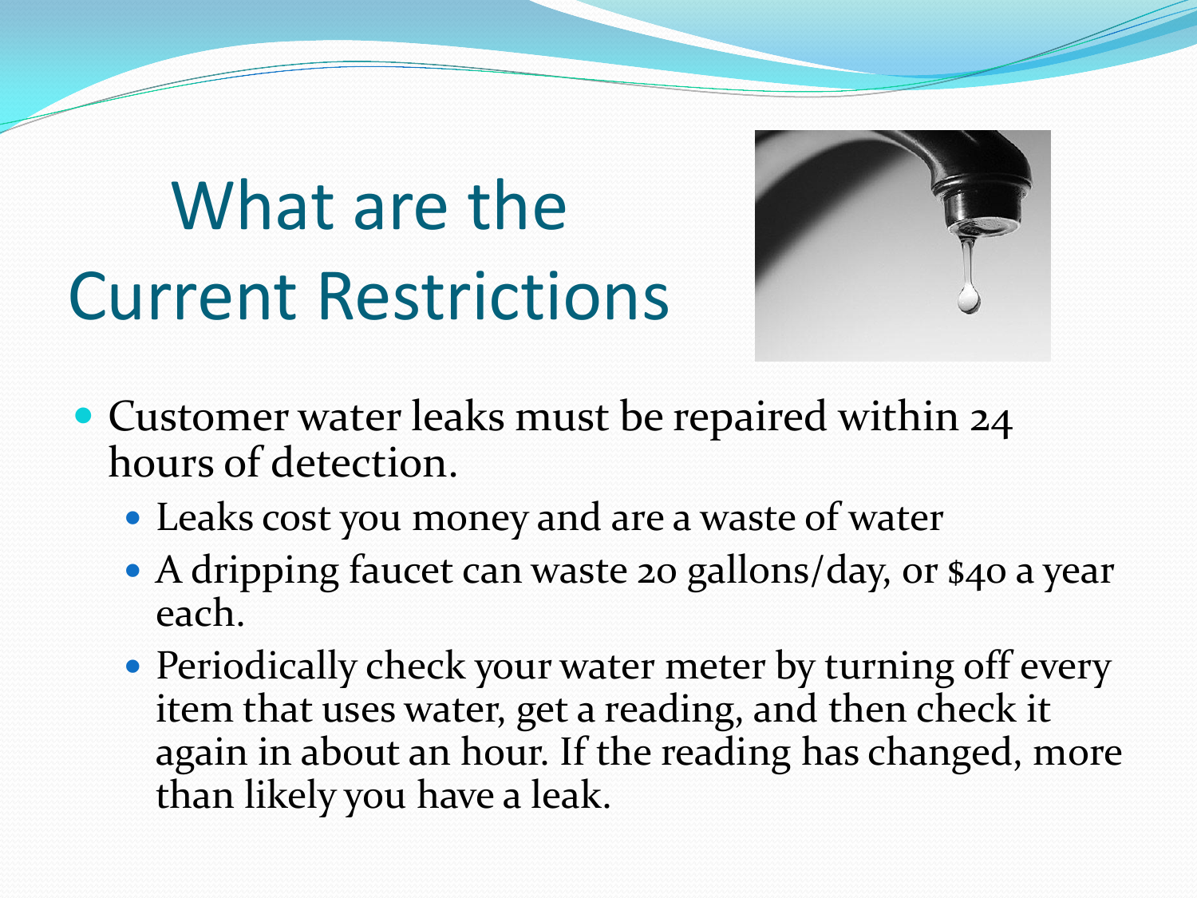# What are the Current Restrictions

- Customer water leaks must be repaired within 24 hours of detection.
  - Leaks cost you money and are a waste of water
  - A dripping faucet can waste 20 gallons/day, or $40 a year each.
  - Periodically check your water meter by turning off every item that uses water, get a reading, and then check it again in about an hour. If the reading has changed, more than likely you have a leak.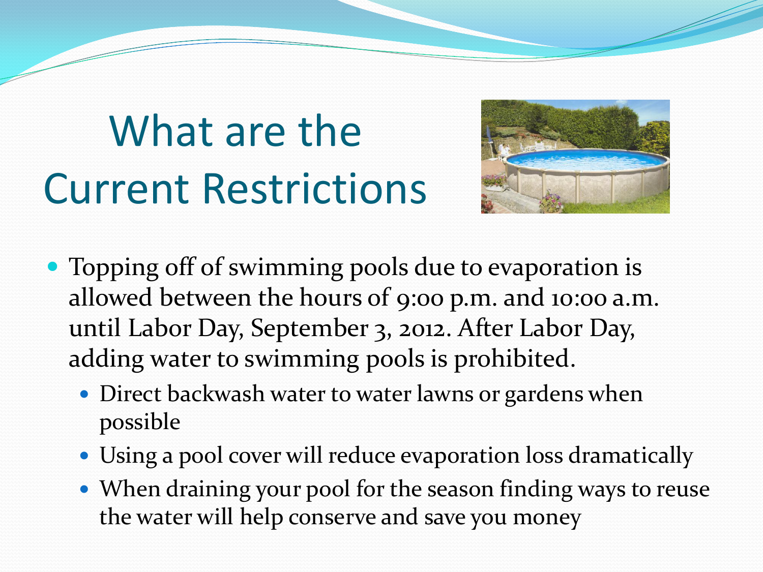# What are the Current Restrictions

- Topping off of swimming pools due to evaporation is allowed between the hours of 9:00 p.m. and 10:00 a.m. until Labor Day, September 3, 2012. After Labor Day, adding water to swimming pools is prohibited.
  - Direct backwash water to water lawns or gardens when possible
  - Using a pool cover will reduce evaporation loss dramatically
  - When draining your pool for the season finding ways to reuse the water will help conserve and save you money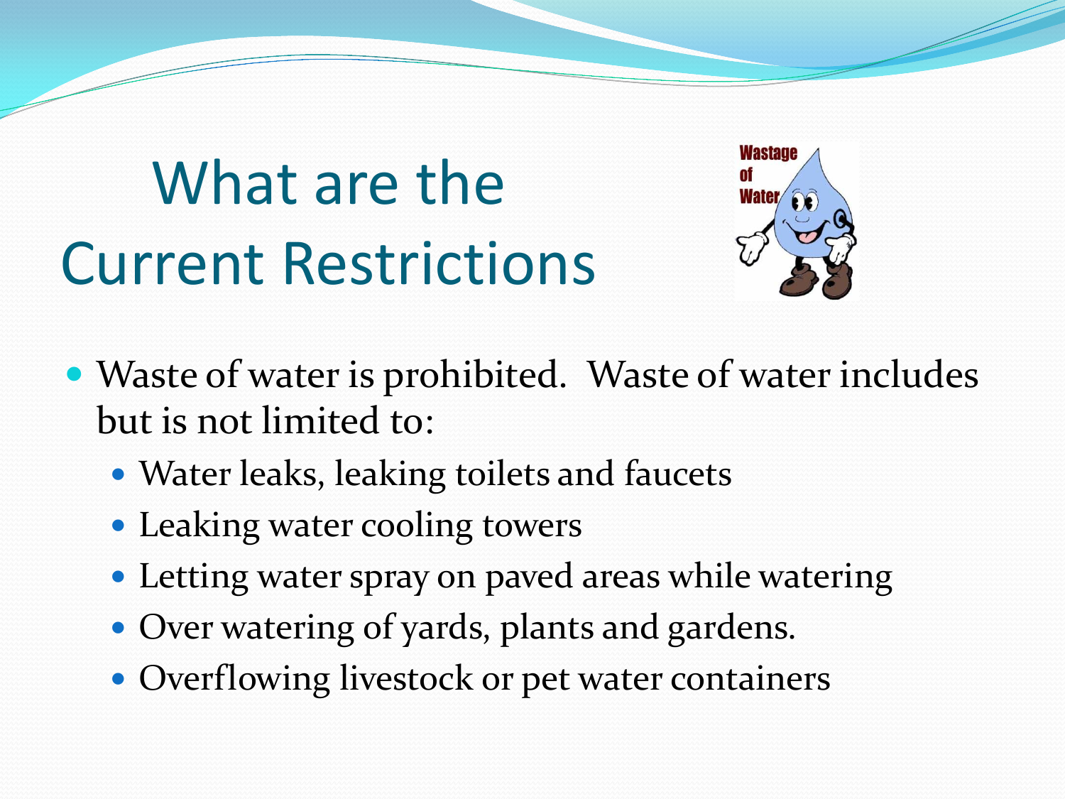# What are the Current Restrictions

- Waste of water is prohibited. Waste of water includes but is not limited to:
  - Water leaks, leaking toilets and faucets
  - Leaking water cooling towers
  - Letting water spray on paved areas while watering
  - Over watering of yards, plants and gardens.
  - Overflowing livestock or pet water containers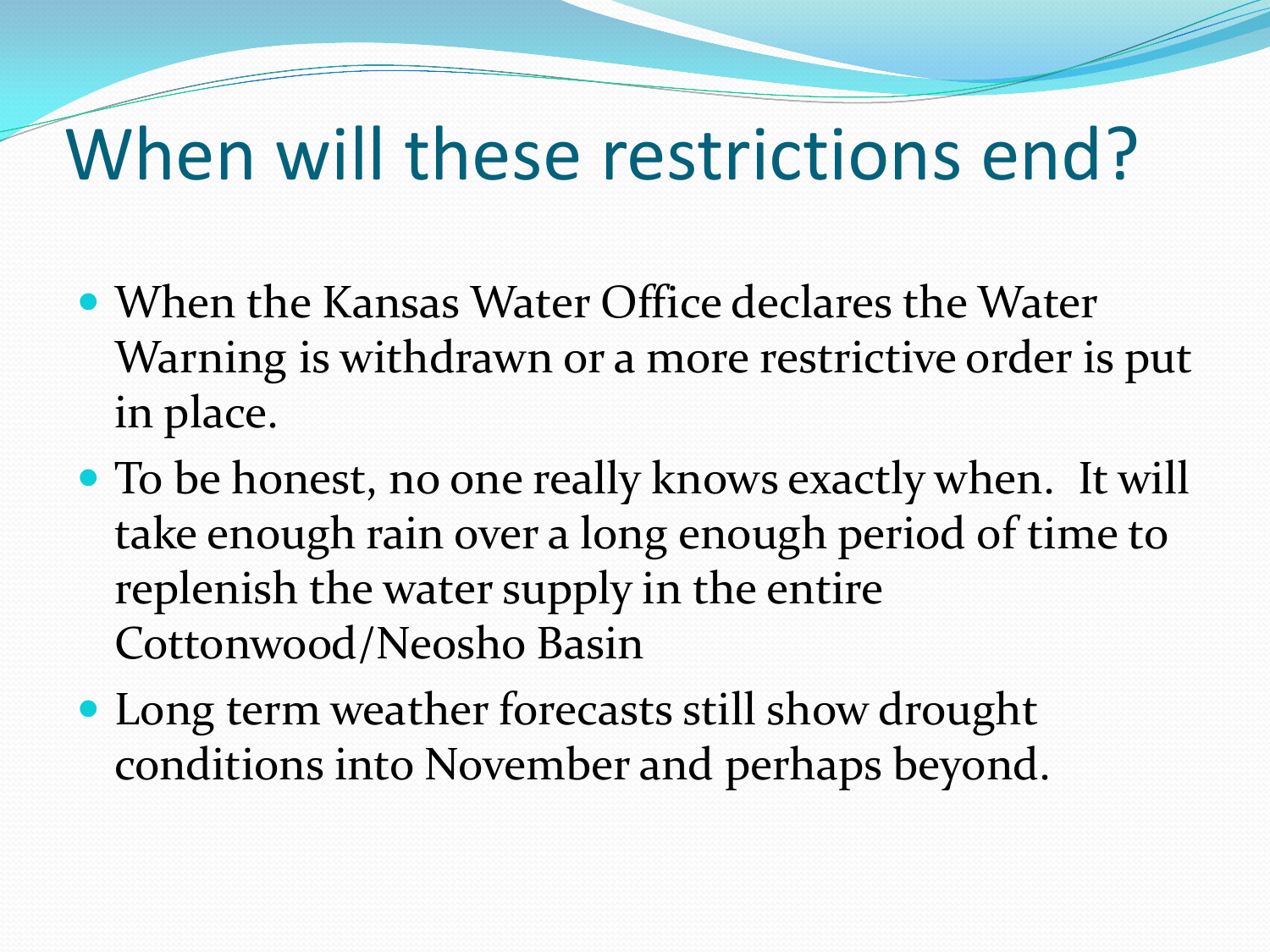# When will these restrictions end?

- When the Kansas Water Office declares the Water Warning is withdrawn or a more restrictive order is put in place.
- To be honest, no one really knows exactly when. It will take enough rain over a long enough period of time to replenish the water supply in the entire Cottonwood/Neosho Basin
- Long term weather forecasts still show drought conditions into November and perhaps beyond.